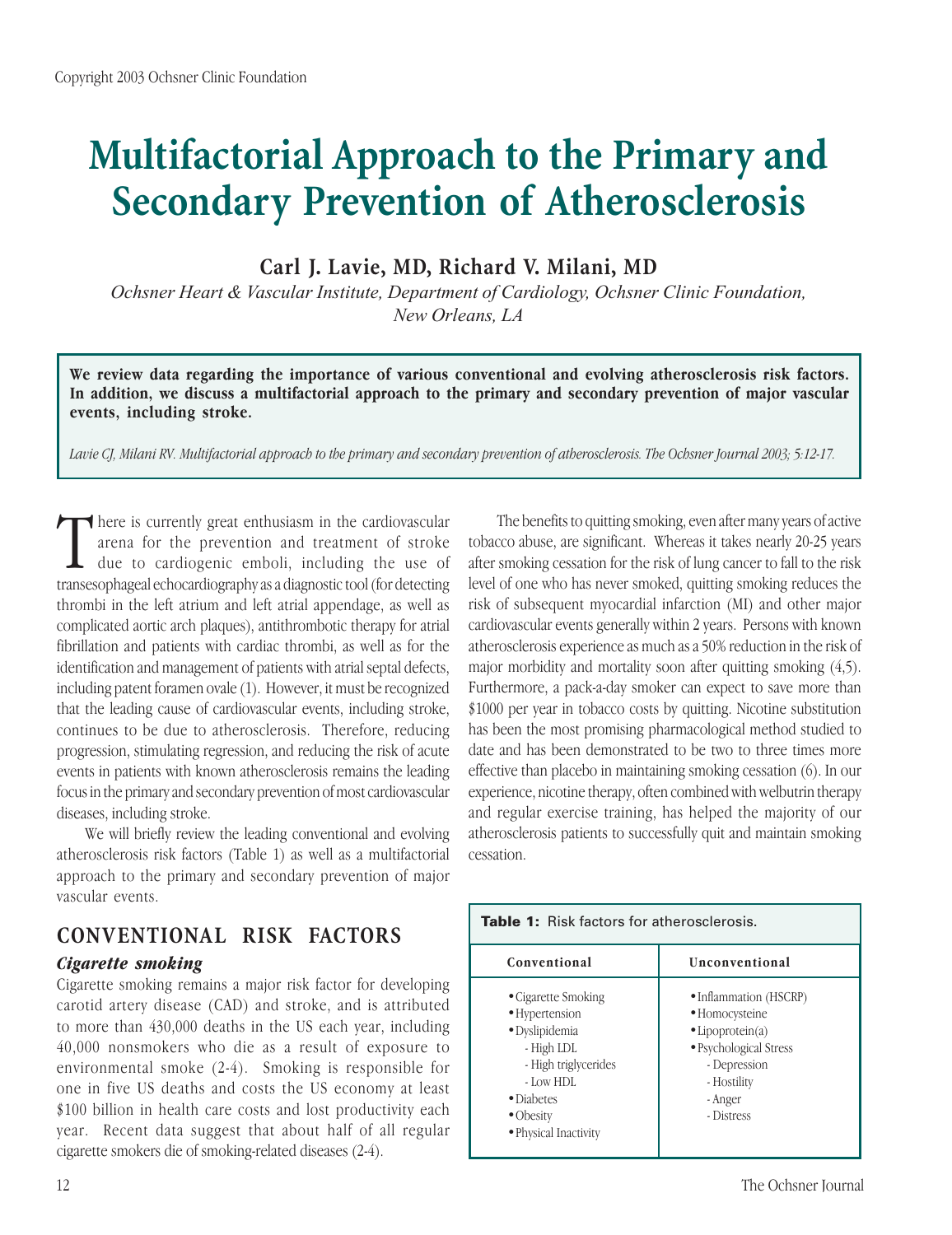Copyright 2003 Ochsner Clinic Foundation

# Multifactorial Approach to the Primary and Secondary Prevention of Atherosclerosis

**Carl J. Lavie, MD, Richard V. Milani, MD**

*Ochsner Heart & Vascular Institute, Department of Cardiology, Ochsner Clinic Foundation, New Orleans, LA*

**We review data regarding the importance of various conventional and evolving atherosclerosis risk factors. In addition, we discuss a multifactorial approach to the primary and secondary prevention of major vascular events, including stroke.**

*Lavie CJ, Milani RV. Multifactorial approach to the primary and secondary prevention of atherosclerosis. The Ochsner Journal 2003; 5:12-17.*

There is currently great enthusiasm in the cardiovascular arena for the prevention and treatment of stroke due to cardiogenic emboli, including the use of transesophageal echocardiography as a diagnostic tool (for detecting thrombi in the left atrium and left atrial appendage, as well as complicated aortic arch plaques), antithrombotic therapy for atrial fibrillation and patients with cardiac thrombi, as well as for the identification and management of patients with atrial septal defects, including patent foramen ovale (1). However, it must be recognized that the leading cause of cardiovascular events, including stroke, continues to be due to atherosclerosis. Therefore, reducing progression, stimulating regression, and reducing the risk of acute events in patients with known atherosclerosis remains the leading focus in the primary and secondary prevention of most cardiovascular diseases, including stroke.

We will briefly review the leading conventional and evolving atherosclerosis risk factors (Table 1) as well as a multifactorial approach to the primary and secondary prevention of major vascular events.

## CONVENTIONAL RISK FACTORS

### *Cigarette smoking*

Cigarette smoking remains a major risk factor for developing carotid artery disease (CAD) and stroke, and is attributed to more than 430,000 deaths in the US each year, including 40,000 nonsmokers who die as a result of exposure to environmental smoke (2-4). Smoking is responsible for one in five US deaths and costs the US economy at least $100 billion in health care costs and lost productivity each year. Recent data suggest that about half of all regular cigarette smokers die of smoking-related diseases (2-4).

The benefits to quitting smoking, even after many years of active tobacco abuse, are significant. Whereas it takes nearly 20-25 years after smoking cessation for the risk of lung cancer to fall to the risk level of one who has never smoked, quitting smoking reduces the risk of subsequent myocardial infarction (MI) and other major cardiovascular events generally within 2 years. Persons with known atherosclerosis experience as much as a 50% reduction in the risk of major morbidity and mortality soon after quitting smoking (4,5). Furthermore, a pack-a-day smoker can expect to save more than $1000 per year in tobacco costs by quitting. Nicotine substitution has been the most promising pharmacological method studied to date and has been demonstrated to be two to three times more effective than placebo in maintaining smoking cessation (6). In our experience, nicotine therapy, often combined with welbutrin therapy and regular exercise training, has helped the majority of our atherosclerosis patients to successfully quit and maintain smoking cessation.

**Table 1:** Risk factors for atherosclerosis.

| Conventional | Unconventional |
|---|---|
| • Cigarette Smoking | • Inflammation (HSCRP) |
| • Hypertension | • Homocysteine |
| • Dyslipidemia | • Lipoprotein(a) |
| - High LDL | • Psychological Stress |
| - High triglycerides | - Depression |
| - Low HDL | - Hostility |
| • Diabetes | - Anger |
| • Obesity | - Distress |
| • Physical Inactivity | |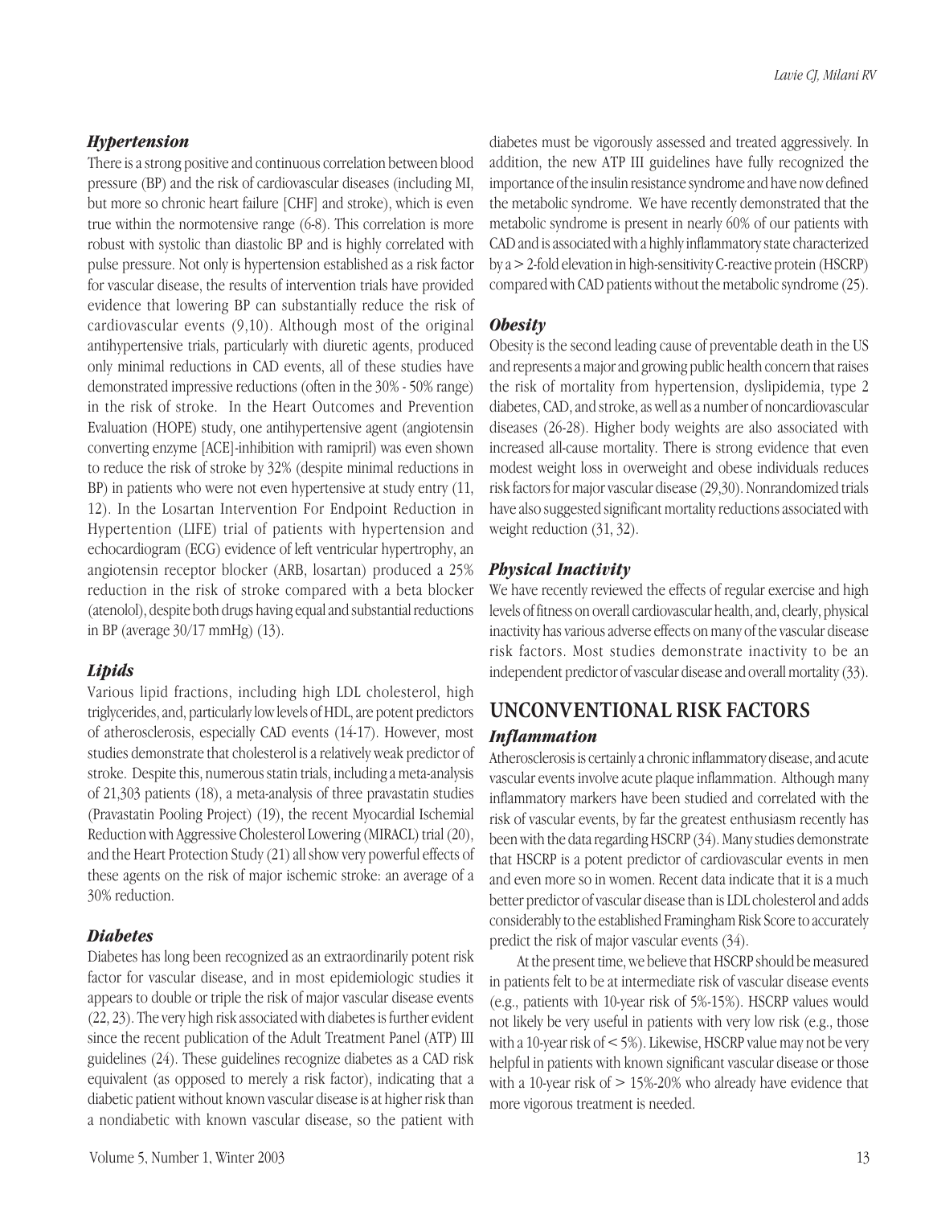### *Hypertension*

There is a strong positive and continuous correlation between blood pressure (BP) and the risk of cardiovascular diseases (including MI, but more so chronic heart failure [CHF] and stroke), which is even true within the normotensive range (6-8). This correlation is more robust with systolic than diastolic BP and is highly correlated with pulse pressure. Not only is hypertension established as a risk factor for vascular disease, the results of intervention trials have provided evidence that lowering BP can substantially reduce the risk of cardiovascular events (9,10). Although most of the original antihypertensive trials, particularly with diuretic agents, produced only minimal reductions in CAD events, all of these studies have demonstrated impressive reductions (often in the 30% - 50% range) in the risk of stroke. In the Heart Outcomes and Prevention Evaluation (HOPE) study, one antihypertensive agent (angiotensin converting enzyme [ACE]-inhibition with ramipril) was even shown to reduce the risk of stroke by 32% (despite minimal reductions in BP) in patients who were not even hypertensive at study entry (11, 12). In the Losartan Intervention For Endpoint Reduction in Hypertention (LIFE) trial of patients with hypertension and echocardiogram (ECG) evidence of left ventricular hypertrophy, an angiotensin receptor blocker (ARB, losartan) produced a 25% reduction in the risk of stroke compared with a beta blocker (atenolol), despite both drugs having equal and substantial reductions in BP (average 30/17 mmHg) (13).

### *Lipids*

Various lipid fractions, including high LDL cholesterol, high triglycerides, and, particularly low levels of HDL, are potent predictors of atherosclerosis, especially CAD events (14-17). However, most studies demonstrate that cholesterol is a relatively weak predictor of stroke. Despite this, numerous statin trials, including a meta-analysis of 21,303 patients (18), a meta-analysis of three pravastatin studies (Pravastatin Pooling Project) (19), the recent Myocardial Ischemial Reduction with Aggressive Cholesterol Lowering (MIRACL) trial (20), and the Heart Protection Study (21) all show very powerful effects of these agents on the risk of major ischemic stroke: an average of a 30% reduction.

### *Diabetes*

Diabetes has long been recognized as an extraordinarily potent risk factor for vascular disease, and in most epidemiologic studies it appears to double or triple the risk of major vascular disease events (22, 23). The very high risk associated with diabetes is further evident since the recent publication of the Adult Treatment Panel (ATP) III guidelines (24). These guidelines recognize diabetes as a CAD risk equivalent (as opposed to merely a risk factor), indicating that a diabetic patient without known vascular disease is at higher risk than a nondiabetic with known vascular disease, so the patient with diabetes must be vigorously assessed and treated aggressively. In addition, the new ATP III guidelines have fully recognized the importance of the insulin resistance syndrome and have now defined the metabolic syndrome. We have recently demonstrated that the metabolic syndrome is present in nearly 60% of our patients with CAD and is associated with a highly inflammatory state characterized by a > 2-fold elevation in high-sensitivity C-reactive protein (HSCRP) compared with CAD patients without the metabolic syndrome (25).

### *Obesity*

Obesity is the second leading cause of preventable death in the US and represents a major and growing public health concern that raises the risk of mortality from hypertension, dyslipidemia, type 2 diabetes, CAD, and stroke, as well as a number of noncardiovascular diseases (26-28). Higher body weights are also associated with increased all-cause mortality. There is strong evidence that even modest weight loss in overweight and obese individuals reduces risk factors for major vascular disease (29,30). Nonrandomized trials have also suggested significant mortality reductions associated with weight reduction (31, 32).

### *Physical Inactivity*

We have recently reviewed the effects of regular exercise and high levels of fitness on overall cardiovascular health, and, clearly, physical inactivity has various adverse effects on many of the vascular disease risk factors. Most studies demonstrate inactivity to be an independent predictor of vascular disease and overall mortality (33).

## UNCONVENTIONAL RISK FACTORS

### *Inflammation*

Atherosclerosis is certainly a chronic inflammatory disease, and acute vascular events involve acute plaque inflammation. Although many inflammatory markers have been studied and correlated with the risk of vascular events, by far the greatest enthusiasm recently has been with the data regarding HSCRP (34). Many studies demonstrate that HSCRP is a potent predictor of cardiovascular events in men and even more so in women. Recent data indicate that it is a much better predictor of vascular disease than is LDL cholesterol and adds considerably to the established Framingham Risk Score to accurately predict the risk of major vascular events (34).

At the present time, we believe that HSCRP should be measured in patients felt to be at intermediate risk of vascular disease events (e.g., patients with 10-year risk of 5%-15%). HSCRP values would not likely be very useful in patients with very low risk (e.g., those with a 10-year risk of < 5%). Likewise, HSCRP value may not be very helpful in patients with known significant vascular disease or those with a 10-year risk of > 15%-20% who already have evidence that more vigorous treatment is needed.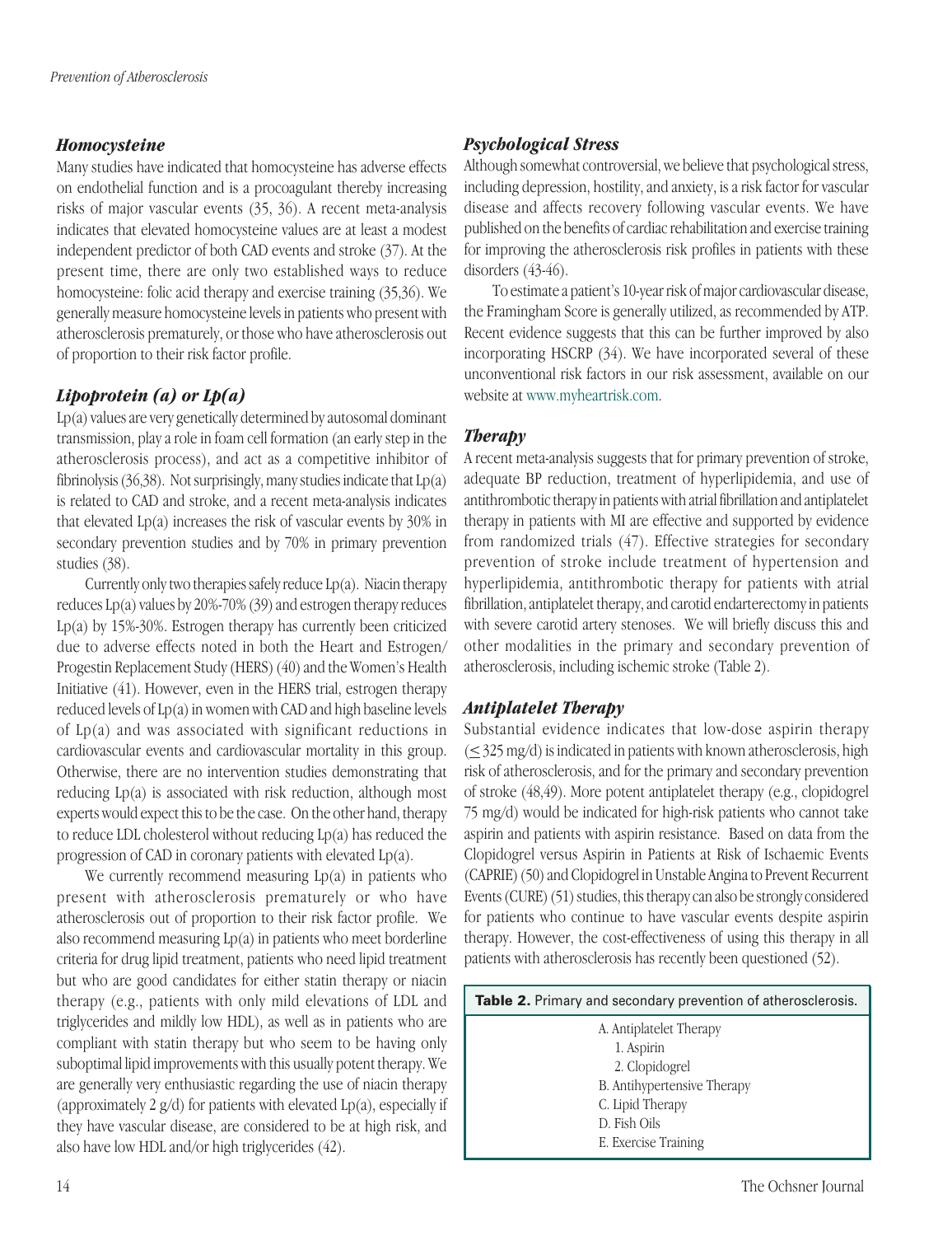### *Homocysteine*

Many studies have indicated that homocysteine has adverse effects on endothelial function and is a procoagulant thereby increasing risks of major vascular events (35, 36). A recent meta-analysis indicates that elevated homocysteine values are at least a modest independent predictor of both CAD events and stroke (37). At the present time, there are only two established ways to reduce homocysteine: folic acid therapy and exercise training (35,36). We generally measure homocysteine levels in patients who present with atherosclerosis prematurely, or those who have atherosclerosis out of proportion to their risk factor profile.

### *Lipoprotein (a) or Lp(a)*

Lp(a) values are very genetically determined by autosomal dominant transmission, play a role in foam cell formation (an early step in the atherosclerosis process), and act as a competitive inhibitor of fibrinolysis (36,38). Not surprisingly, many studies indicate that Lp(a) is related to CAD and stroke, and a recent meta-analysis indicates that elevated Lp(a) increases the risk of vascular events by 30% in secondary prevention studies and by 70% in primary prevention studies (38).

Currently only two therapies safely reduce Lp(a). Niacin therapy reduces Lp(a) values by 20%-70% (39) and estrogen therapy reduces Lp(a) by 15%-30%. Estrogen therapy has currently been criticized due to adverse effects noted in both the Heart and Estrogen/Progestin Replacement Study (HERS) (40) and the Women's Health Initiative (41). However, even in the HERS trial, estrogen therapy reduced levels of Lp(a) in women with CAD and high baseline levels of Lp(a) and was associated with significant reductions in cardiovascular events and cardiovascular mortality in this group. Otherwise, there are no intervention studies demonstrating that reducing Lp(a) is associated with risk reduction, although most experts would expect this to be the case. On the other hand, therapy to reduce LDL cholesterol without reducing Lp(a) has reduced the progression of CAD in coronary patients with elevated Lp(a).

We currently recommend measuring Lp(a) in patients who present with atherosclerosis prematurely or who have atherosclerosis out of proportion to their risk factor profile. We also recommend measuring Lp(a) in patients who meet borderline criteria for drug lipid treatment, patients who need lipid treatment but who are good candidates for either statin therapy or niacin therapy (e.g., patients with only mild elevations of LDL and triglycerides and mildly low HDL), as well as in patients who are compliant with statin therapy but who seem to be having only suboptimal lipid improvements with this usually potent therapy. We are generally very enthusiastic regarding the use of niacin therapy (approximately 2 g/d) for patients with elevated Lp(a), especially if they have vascular disease, are considered to be at high risk, and also have low HDL and/or high triglycerides (42).

### *Psychological Stress*

Although somewhat controversial, we believe that psychological stress, including depression, hostility, and anxiety, is a risk factor for vascular disease and affects recovery following vascular events. We have published on the benefits of cardiac rehabilitation and exercise training for improving the atherosclerosis risk profiles in patients with these disorders (43-46).

To estimate a patient's 10-year risk of major cardiovascular disease, the Framingham Score is generally utilized, as recommended by ATP. Recent evidence suggests that this can be further improved by also incorporating HSCRP (34). We have incorporated several of these unconventional risk factors in our risk assessment, available on our website at www.myheartrisk.com.

### *Therapy*

A recent meta-analysis suggests that for primary prevention of stroke, adequate BP reduction, treatment of hyperlipidemia, and use of antithrombotic therapy in patients with atrial fibrillation and antiplatelet therapy in patients with MI are effective and supported by evidence from randomized trials (47). Effective strategies for secondary prevention of stroke include treatment of hypertension and hyperlipidemia, antithrombotic therapy for patients with atrial fibrillation, antiplatelet therapy, and carotid endarterectomy in patients with severe carotid artery stenoses. We will briefly discuss this and other modalities in the primary and secondary prevention of atherosclerosis, including ischemic stroke (Table 2).

### *Antiplatelet Therapy*

Substantial evidence indicates that low-dose aspirin therapy ($\leq$ 325 mg/d) is indicated in patients with known atherosclerosis, high risk of atherosclerosis, and for the primary and secondary prevention of stroke (48,49). More potent antiplatelet therapy (e.g., clopidogrel 75 mg/d) would be indicated for high-risk patients who cannot take aspirin and patients with aspirin resistance. Based on data from the Clopidogrel versus Aspirin in Patients at Risk of Ischaemic Events (CAPRIE) (50) and Clopidogrel in Unstable Angina to Prevent Recurrent Events (CURE) (51) studies, this therapy can also be strongly considered for patients who continue to have vascular events despite aspirin therapy. However, the cost-effectiveness of using this therapy in all patients with atherosclerosis has recently been questioned (52).

| **Table 2.** Primary and secondary prevention of atherosclerosis. |
|---|
| A. Antiplatelet Therapy |
| 1. Aspirin |
| 2. Clopidogrel |
| B. Antihypertensive Therapy |
| C. Lipid Therapy |
| D. Fish Oils |
| E. Exercise Training |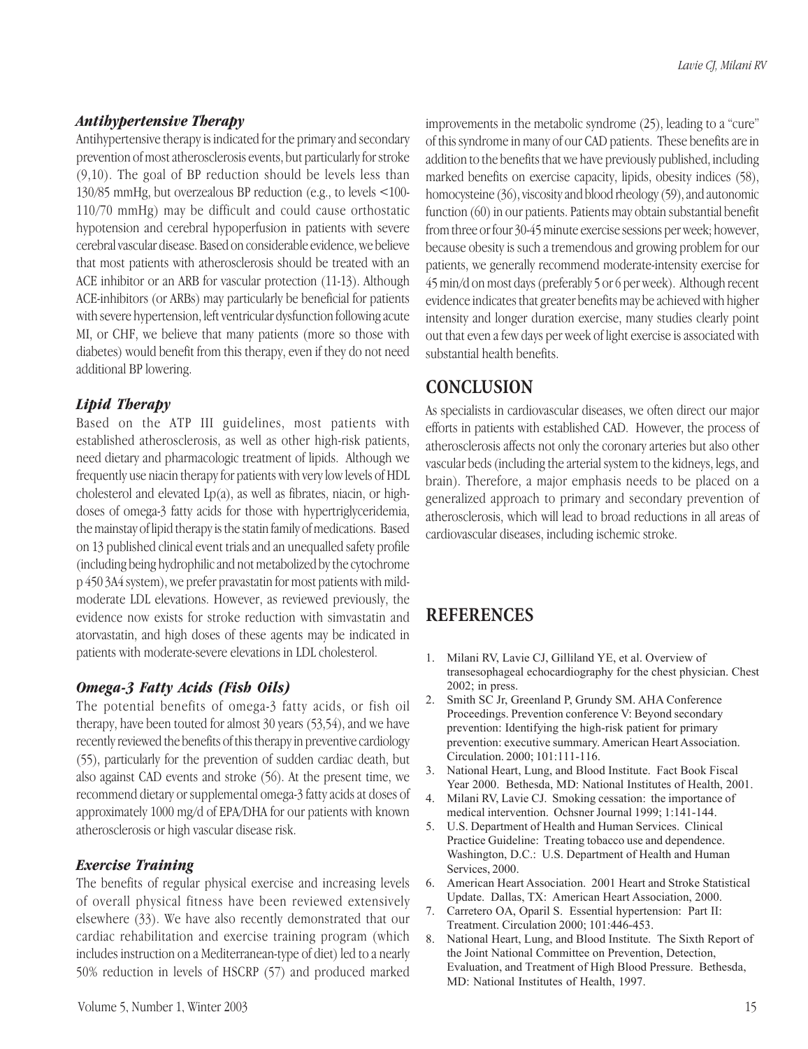### *Antihypertensive Therapy*

Antihypertensive therapy is indicated for the primary and secondary prevention of most atherosclerosis events, but particularly for stroke (9,10). The goal of BP reduction should be levels less than 130/85 mmHg, but overzealous BP reduction (e.g., to levels <100-110/70 mmHg) may be difficult and could cause orthostatic hypotension and cerebral hypoperfusion in patients with severe cerebral vascular disease. Based on considerable evidence, we believe that most patients with atherosclerosis should be treated with an ACE inhibitor or an ARB for vascular protection (11-13). Although ACE-inhibitors (or ARBs) may particularly be beneficial for patients with severe hypertension, left ventricular dysfunction following acute MI, or CHF, we believe that many patients (more so those with diabetes) would benefit from this therapy, even if they do not need additional BP lowering.

### *Lipid Therapy*

Based on the ATP III guidelines, most patients with established atherosclerosis, as well as other high-risk patients, need dietary and pharmacologic treatment of lipids. Although we frequently use niacin therapy for patients with very low levels of HDL cholesterol and elevated Lp(a), as well as fibrates, niacin, or high-doses of omega-3 fatty acids for those with hypertriglyceridemia, the mainstay of lipid therapy is the statin family of medications. Based on 13 published clinical event trials and an unequalled safety profile (including being hydrophilic and not metabolized by the cytochrome p 450 3A4 system), we prefer pravastatin for most patients with mild-moderate LDL elevations. However, as reviewed previously, the evidence now exists for stroke reduction with simvastatin and atorvastatin, and high doses of these agents may be indicated in patients with moderate-severe elevations in LDL cholesterol.

### *Omega-3 Fatty Acids (Fish Oils)*

The potential benefits of omega-3 fatty acids, or fish oil therapy, have been touted for almost 30 years (53,54), and we have recently reviewed the benefits of this therapy in preventive cardiology (55), particularly for the prevention of sudden cardiac death, but also against CAD events and stroke (56). At the present time, we recommend dietary or supplemental omega-3 fatty acids at doses of approximately 1000 mg/d of EPA/DHA for our patients with known atherosclerosis or high vascular disease risk.

### *Exercise Training*

The benefits of regular physical exercise and increasing levels of overall physical fitness have been reviewed extensively elsewhere (33). We have also recently demonstrated that our cardiac rehabilitation and exercise training program (which includes instruction on a Mediterranean-type of diet) led to a nearly 50% reduction in levels of HSCRP (57) and produced marked improvements in the metabolic syndrome (25), leading to a "cure" of this syndrome in many of our CAD patients. These benefits are in addition to the benefits that we have previously published, including marked benefits on exercise capacity, lipids, obesity indices (58), homocysteine (36), viscosity and blood rheology (59), and autonomic function (60) in our patients. Patients may obtain substantial benefit from three or four 30-45 minute exercise sessions per week; however, because obesity is such a tremendous and growing problem for our patients, we generally recommend moderate-intensity exercise for 45 min/d on most days (preferably 5 or 6 per week). Although recent evidence indicates that greater benefits may be achieved with higher intensity and longer duration exercise, many studies clearly point out that even a few days per week of light exercise is associated with substantial health benefits.

## CONCLUSION

As specialists in cardiovascular diseases, we often direct our major efforts in patients with established CAD. However, the process of atherosclerosis affects not only the coronary arteries but also other vascular beds (including the arterial system to the kidneys, legs, and brain). Therefore, a major emphasis needs to be placed on a generalized approach to primary and secondary prevention of atherosclerosis, which will lead to broad reductions in all areas of cardiovascular diseases, including ischemic stroke.

## REFERENCES

1. Milani RV, Lavie CJ, Gilliland YE, et al. Overview of transesophageal echocardiography for the chest physician. Chest 2002; in press.
2. Smith SC Jr, Greenland P, Grundy SM. AHA Conference Proceedings. Prevention conference V: Beyond secondary prevention: Identifying the high-risk patient for primary prevention: executive summary. American Heart Association. Circulation. 2000; 101:111-116.
3. National Heart, Lung, and Blood Institute. Fact Book Fiscal Year 2000. Bethesda, MD: National Institutes of Health, 2001.
4. Milani RV, Lavie CJ. Smoking cessation: the importance of medical intervention. Ochsner Journal 1999; 1:141-144.
5. U.S. Department of Health and Human Services. Clinical Practice Guideline: Treating tobacco use and dependence. Washington, D.C.: U.S. Department of Health and Human Services, 2000.
6. American Heart Association. 2001 Heart and Stroke Statistical Update. Dallas, TX: American Heart Association, 2000.
7. Carretero OA, Oparil S. Essential hypertension: Part II: Treatment. Circulation 2000; 101:446-453.
8. National Heart, Lung, and Blood Institute. The Sixth Report of the Joint National Committee on Prevention, Detection, Evaluation, and Treatment of High Blood Pressure. Bethesda, MD: National Institutes of Health, 1997.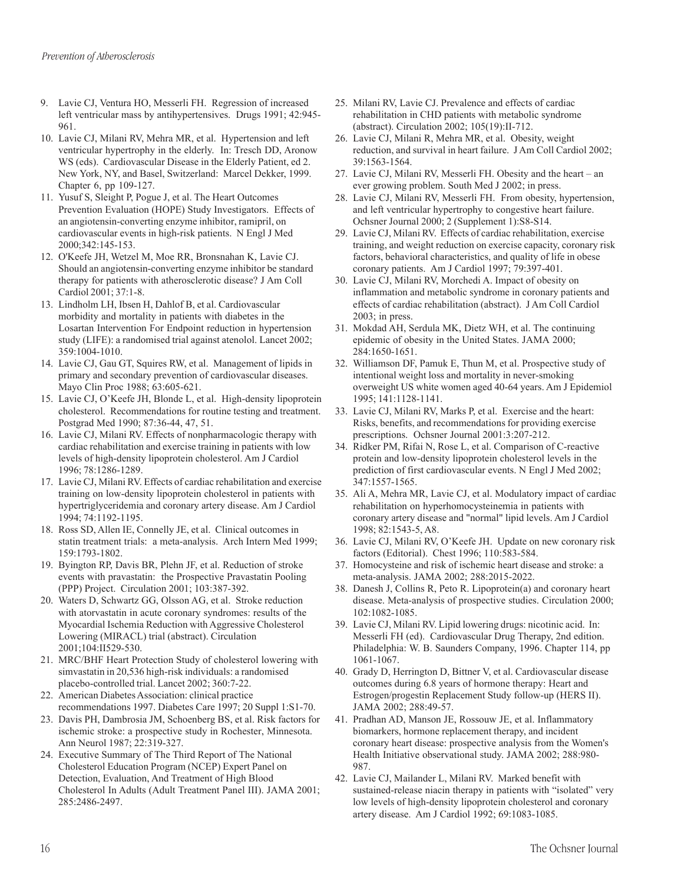9. Lavie CJ, Ventura HO, Messerli FH. Regression of increased left ventricular mass by antihypertensives. Drugs 1991; 42:945-961.
10. Lavie CJ, Milani RV, Mehra MR, et al. Hypertension and left ventricular hypertrophy in the elderly. In: Tresch DD, Aronow WS (eds). Cardiovascular Disease in the Elderly Patient, ed 2. New York, NY, and Basel, Switzerland: Marcel Dekker, 1999. Chapter 6, pp 109-127.
11. Yusuf S, Sleight P, Pogue J, et al. The Heart Outcomes Prevention Evaluation (HOPE) Study Investigators. Effects of an angiotensin-converting enzyme inhibitor, ramipril, on cardiovascular events in high-risk patients. N Engl J Med 2000;342:145-153.
12. O'Keefe JH, Wetzel M, Moe RR, Bronsnahan K, Lavie CJ. Should an angiotensin-converting enzyme inhibitor be standard therapy for patients with atherosclerotic disease? J Am Coll Cardiol 2001; 37:1-8.
13. Lindholm LH, Ibsen H, Dahlof B, et al. Cardiovascular morbidity and mortality in patients with diabetes in the Losartan Intervention For Endpoint reduction in hypertension study (LIFE): a randomised trial against atenolol. Lancet 2002; 359:1004-1010.
14. Lavie CJ, Gau GT, Squires RW, et al. Management of lipids in primary and secondary prevention of cardiovascular diseases. Mayo Clin Proc 1988; 63:605-621.
15. Lavie CJ, O'Keefe JH, Blonde L, et al. High-density lipoprotein cholesterol. Recommendations for routine testing and treatment. Postgrad Med 1990; 87:36-44, 47, 51.
16. Lavie CJ, Milani RV. Effects of nonpharmacologic therapy with cardiac rehabilitation and exercise training in patients with low levels of high-density lipoprotein cholesterol. Am J Cardiol 1996; 78:1286-1289.
17. Lavie CJ, Milani RV. Effects of cardiac rehabilitation and exercise training on low-density lipoprotein cholesterol in patients with hypertriglyceridemia and coronary artery disease. Am J Cardiol 1994; 74:1192-1195.
18. Ross SD, Allen IE, Connelly JE, et al. Clinical outcomes in statin treatment trials: a meta-analysis. Arch Intern Med 1999; 159:1793-1802.
19. Byington RP, Davis BR, Plehn JF, et al. Reduction of stroke events with pravastatin: the Prospective Pravastatin Pooling (PPP) Project. Circulation 2001; 103:387-392.
20. Waters D, Schwartz GG, Olsson AG, et al. Stroke reduction with atorvastatin in acute coronary syndromes: results of the Myocardial Ischemia Reduction with Aggressive Cholesterol Lowering (MIRACL) trial (abstract). Circulation 2001;104:II529-530.
21. MRC/BHF Heart Protection Study of cholesterol lowering with simvastatin in 20,536 high-risk individuals: a randomised placebo-controlled trial. Lancet 2002; 360:7-22.
22. American Diabetes Association: clinical practice recommendations 1997. Diabetes Care 1997; 20 Suppl 1:S1-70.
23. Davis PH, Dambrosia JM, Schoenberg BS, et al. Risk factors for ischemic stroke: a prospective study in Rochester, Minnesota. Ann Neurol 1987; 22:319-327.
24. Executive Summary of The Third Report of The National Cholesterol Education Program (NCEP) Expert Panel on Detection, Evaluation, And Treatment of High Blood Cholesterol In Adults (Adult Treatment Panel III). JAMA 2001; 285:2486-2497.
25. Milani RV, Lavie CJ. Prevalence and effects of cardiac rehabilitation in CHD patients with metabolic syndrome (abstract). Circulation 2002; 105(19):II-712.
26. Lavie CJ, Milani R, Mehra MR, et al. Obesity, weight reduction, and survival in heart failure. J Am Coll Cardiol 2002; 39:1563-1564.
27. Lavie CJ, Milani RV, Messerli FH. Obesity and the heart – an ever growing problem. South Med J 2002; in press.
28. Lavie CJ, Milani RV, Messerli FH. From obesity, hypertension, and left ventricular hypertrophy to congestive heart failure. Ochsner Journal 2000; 2 (Supplement 1):S8-S14.
29. Lavie CJ, Milani RV. Effects of cardiac rehabilitation, exercise training, and weight reduction on exercise capacity, coronary risk factors, behavioral characteristics, and quality of life in obese coronary patients. Am J Cardiol 1997; 79:397-401.
30. Lavie CJ, Milani RV, Morchedi A. Impact of obesity on inflammation and metabolic syndrome in coronary patients and effects of cardiac rehabilitation (abstract). J Am Coll Cardiol 2003; in press.
31. Mokdad AH, Serdula MK, Dietz WH, et al. The continuing epidemic of obesity in the United States. JAMA 2000; 284:1650-1651.
32. Williamson DF, Pamuk E, Thun M, et al. Prospective study of intentional weight loss and mortality in never-smoking overweight US white women aged 40-64 years. Am J Epidemiol 1995; 141:1128-1141.
33. Lavie CJ, Milani RV, Marks P, et al. Exercise and the heart: Risks, benefits, and recommendations for providing exercise prescriptions. Ochsner Journal 2001:3:207-212.
34. Ridker PM, Rifai N, Rose L, et al. Comparison of C-reactive protein and low-density lipoprotein cholesterol levels in the prediction of first cardiovascular events. N Engl J Med 2002; 347:1557-1565.
35. Ali A, Mehra MR, Lavie CJ, et al. Modulatory impact of cardiac rehabilitation on hyperhomocysteinemia in patients with coronary artery disease and "normal" lipid levels. Am J Cardiol 1998; 82:1543-5, A8.
36. Lavie CJ, Milani RV, O'Keefe JH. Update on new coronary risk factors (Editorial). Chest 1996; 110:583-584.
37. Homocysteine and risk of ischemic heart disease and stroke: a meta-analysis. JAMA 2002; 288:2015-2022.
38. Danesh J, Collins R, Peto R. Lipoprotein(a) and coronary heart disease. Meta-analysis of prospective studies. Circulation 2000; 102:1082-1085.
39. Lavie CJ, Milani RV. Lipid lowering drugs: nicotinic acid. In: Messerli FH (ed). Cardiovascular Drug Therapy, 2nd edition. Philadelphia: W. B. Saunders Company, 1996. Chapter 114, pp 1061-1067.
40. Grady D, Herrington D, Bittner V, et al. Cardiovascular disease outcomes during 6.8 years of hormone therapy: Heart and Estrogen/progestin Replacement Study follow-up (HERS II). JAMA 2002; 288:49-57.
41. Pradhan AD, Manson JE, Rossouw JE, et al. Inflammatory biomarkers, hormone replacement therapy, and incident coronary heart disease: prospective analysis from the Women's Health Initiative observational study. JAMA 2002; 288:980-987.
42. Lavie CJ, Mailander L, Milani RV. Marked benefit with sustained-release niacin therapy in patients with "isolated" very low levels of high-density lipoprotein cholesterol and coronary artery disease. Am J Cardiol 1992; 69:1083-1085.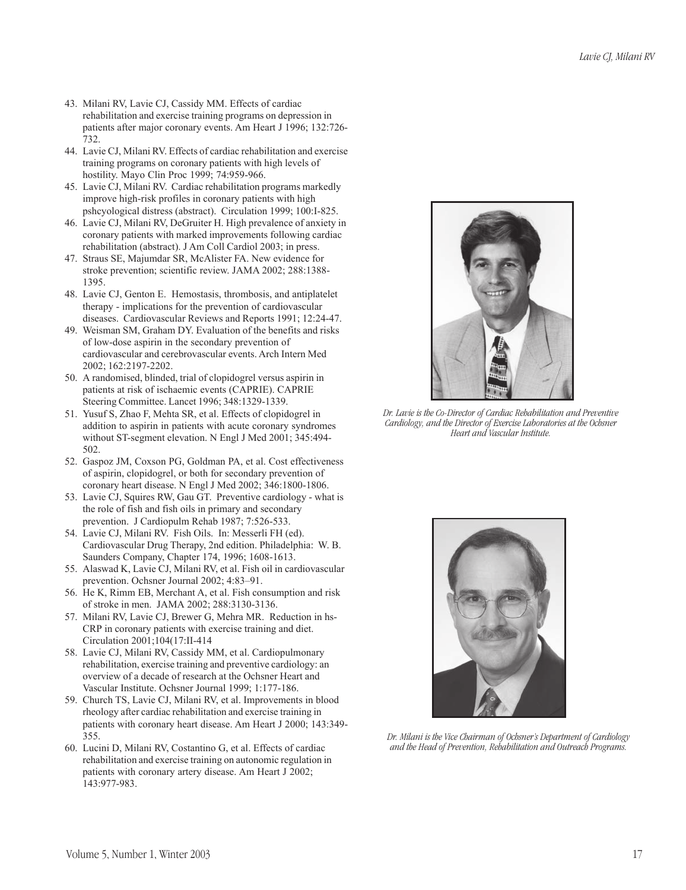43. Milani RV, Lavie CJ, Cassidy MM. Effects of cardiac rehabilitation and exercise training programs on depression in patients after major coronary events. Am Heart J 1996; 132:726-732.
44. Lavie CJ, Milani RV. Effects of cardiac rehabilitation and exercise training programs on coronary patients with high levels of hostility. Mayo Clin Proc 1999; 74:959-966.
45. Lavie CJ, Milani RV. Cardiac rehabilitation programs markedly improve high-risk profiles in coronary patients with high pshcyological distress (abstract). Circulation 1999; 100:I-825.
46. Lavie CJ, Milani RV, DeGruiter H. High prevalence of anxiety in coronary patients with marked improvements following cardiac rehabilitation (abstract). J Am Coll Cardiol 2003; in press.
47. Straus SE, Majumdar SR, McAlister FA. New evidence for stroke prevention; scientific review. JAMA 2002; 288:1388-1395.
48. Lavie CJ, Genton E. Hemostasis, thrombosis, and antiplatelet therapy - implications for the prevention of cardiovascular diseases. Cardiovascular Reviews and Reports 1991; 12:24-47.
49. Weisman SM, Graham DY. Evaluation of the benefits and risks of low-dose aspirin in the secondary prevention of cardiovascular and cerebrovascular events. Arch Intern Med 2002; 162:2197-2202.
50. A randomised, blinded, trial of clopidogrel versus aspirin in patients at risk of ischaemic events (CAPRIE). CAPRIE Steering Committee. Lancet 1996; 348:1329-1339.
51. Yusuf S, Zhao F, Mehta SR, et al. Effects of clopidogrel in addition to aspirin in patients with acute coronary syndromes without ST-segment elevation. N Engl J Med 2001; 345:494-502.
52. Gaspoz JM, Coxson PG, Goldman PA, et al. Cost effectiveness of aspirin, clopidogrel, or both for secondary prevention of coronary heart disease. N Engl J Med 2002; 346:1800-1806.
53. Lavie CJ, Squires RW, Gau GT. Preventive cardiology - what is the role of fish and fish oils in primary and secondary prevention. J Cardiopulm Rehab 1987; 7:526-533.
54. Lavie CJ, Milani RV. Fish Oils. In: Messerli FH (ed). Cardiovascular Drug Therapy, 2nd edition. Philadelphia: W. B. Saunders Company, Chapter 174, 1996; 1608-1613.
55. Alaswad K, Lavie CJ, Milani RV, et al. Fish oil in cardiovascular prevention. Ochsner Journal 2002; 4:83–91.
56. He K, Rimm EB, Merchant A, et al. Fish consumption and risk of stroke in men. JAMA 2002; 288:3130-3136.
57. Milani RV, Lavie CJ, Brewer G, Mehra MR. Reduction in hs-CRP in coronary patients with exercise training and diet. Circulation 2001;104(17:II-414
58. Lavie CJ, Milani RV, Cassidy MM, et al. Cardiopulmonary rehabilitation, exercise training and preventive cardiology: an overview of a decade of research at the Ochsner Heart and Vascular Institute. Ochsner Journal 1999; 1:177-186.
59. Church TS, Lavie CJ, Milani RV, et al. Improvements in blood rheology after cardiac rehabilitation and exercise training in patients with coronary heart disease. Am Heart J 2000; 143:349-355.
60. Lucini D, Milani RV, Costantino G, et al. Effects of cardiac rehabilitation and exercise training on autonomic regulation in patients with coronary artery disease. Am Heart J 2002; 143:977-983.

*Dr. Lavie is the Co-Director of Cardiac Rehabilitation and Preventive Cardiology, and the Director of Exercise Laboratories at the Ochsner Heart and Vascular Institute.*

*Dr. Milani is the Vice Chairman of Ochsner's Department of Cardiology and the Head of Prevention, Rehabilitation and Outreach Programs.*